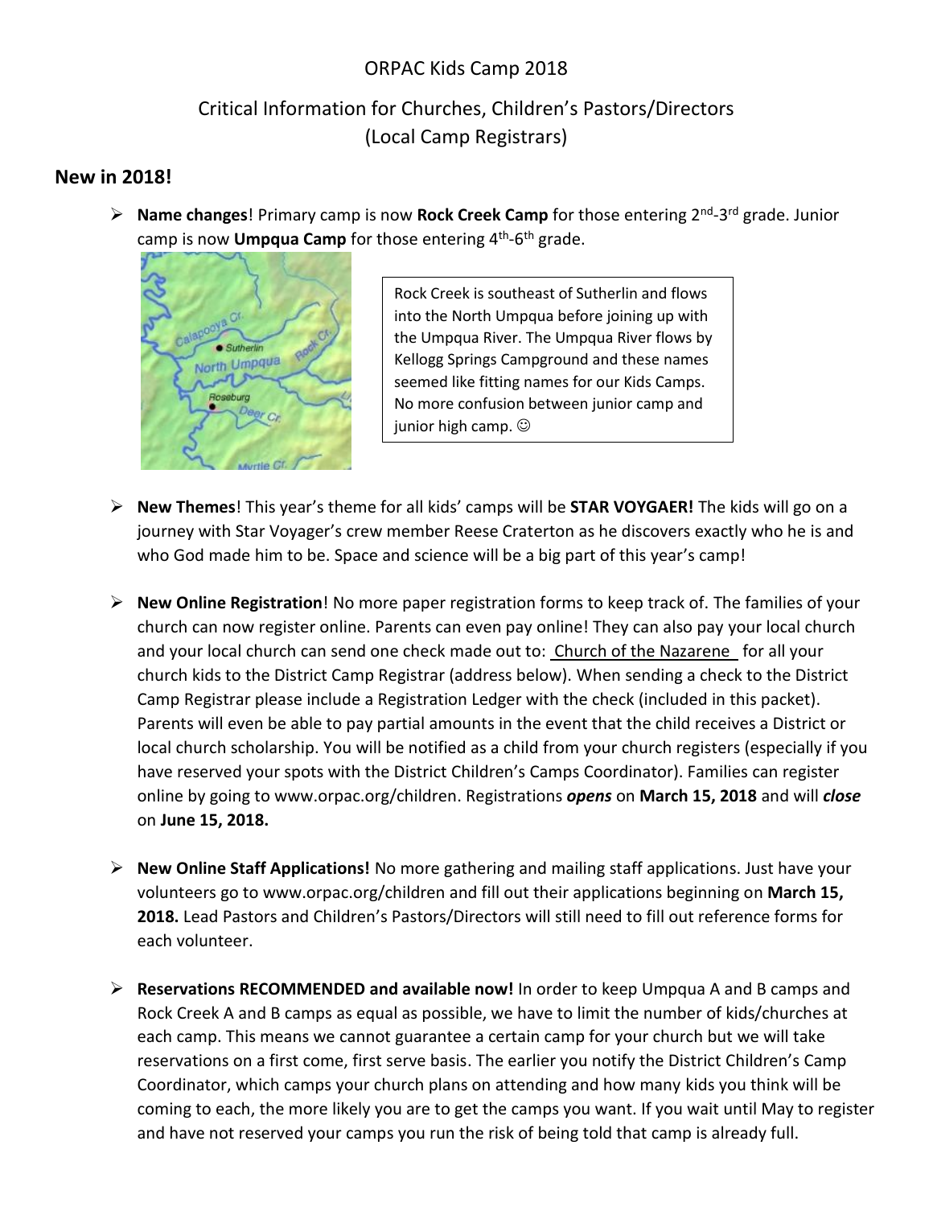ORPAC Kids Camp 2018

Critical Information for Churches, Children's Pastors/Directors
(Local Camp Registrars)

## New in 2018!

- **Name changes**! Primary camp is now **Rock Creek Camp** for those entering 2nd-3rd grade. Junior camp is now **Umpqua Camp** for those entering 4th-6th grade.

Rock Creek is southeast of Sutherlin and flows into the North Umpqua before joining up with the Umpqua River. The Umpqua River flows by Kellogg Springs Campground and these names seemed like fitting names for our Kids Camps. No more confusion between junior camp and junior high camp. ☺

- **New Themes**! This year's theme for all kids' camps will be **STAR VOYGAER!** The kids will go on a journey with Star Voyager's crew member Reese Craterton as he discovers exactly who he is and who God made him to be. Space and science will be a big part of this year's camp!

- **New Online Registration**! No more paper registration forms to keep track of. The families of your church can now register online. Parents can even pay online! They can also pay your local church and your local church can send one check made out to: Church of the Nazarene for all your church kids to the District Camp Registrar (address below). When sending a check to the District Camp Registrar please include a Registration Ledger with the check (included in this packet). Parents will even be able to pay partial amounts in the event that the child receives a District or local church scholarship. You will be notified as a child from your church registers (especially if you have reserved your spots with the District Children's Camps Coordinator). Families can register online by going to www.orpac.org/children. Registrations ***opens*** on **March 15, 2018** and will ***close*** on **June 15, 2018.**

- **New Online Staff Applications!** No more gathering and mailing staff applications. Just have your volunteers go to www.orpac.org/children and fill out their applications beginning on **March 15, 2018.** Lead Pastors and Children's Pastors/Directors will still need to fill out reference forms for each volunteer.

- **Reservations RECOMMENDED and available now!** In order to keep Umpqua A and B camps and Rock Creek A and B camps as equal as possible, we have to limit the number of kids/churches at each camp. This means we cannot guarantee a certain camp for your church but we will take reservations on a first come, first serve basis. The earlier you notify the District Children's Camp Coordinator, which camps your church plans on attending and how many kids you think will be coming to each, the more likely you are to get the camps you want. If you wait until May to register and have not reserved your camps you run the risk of being told that camp is already full.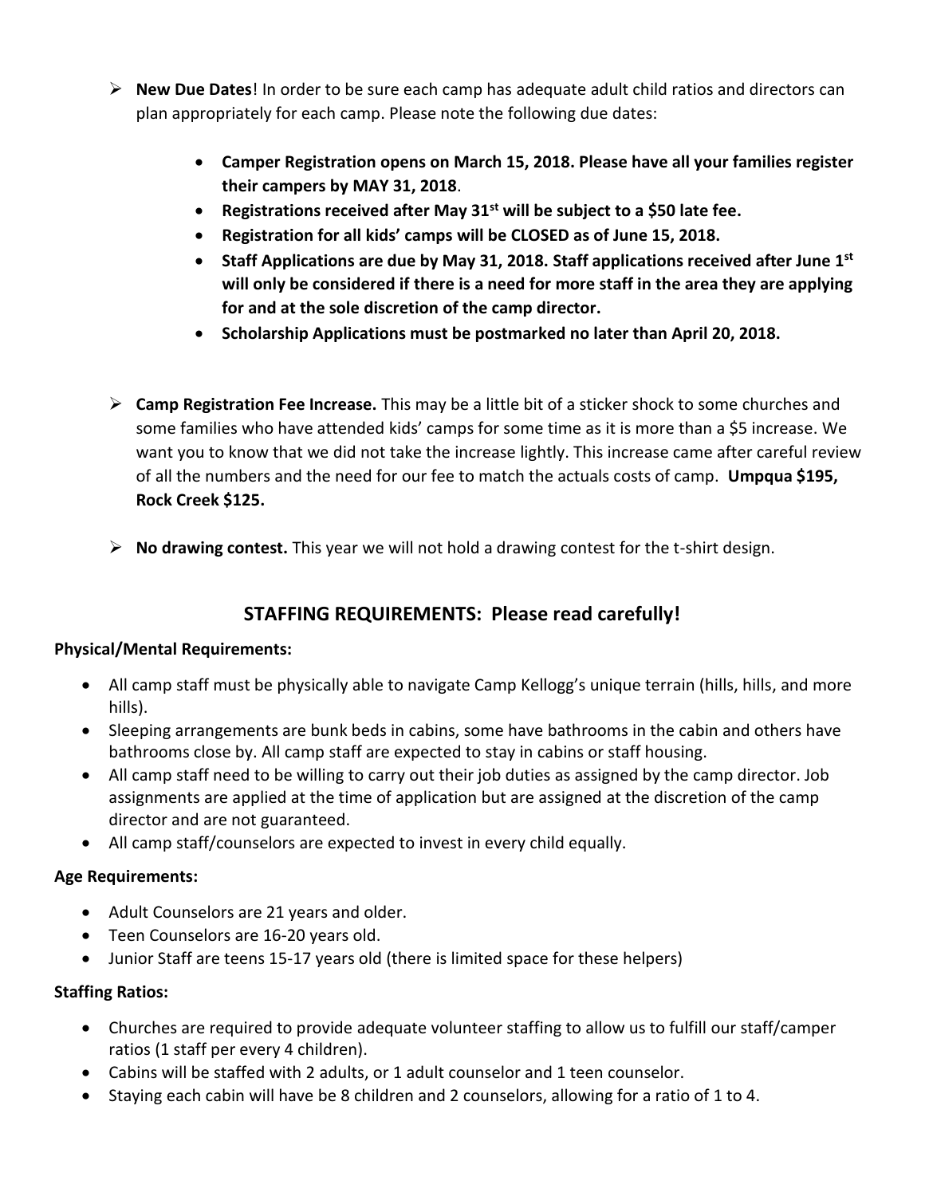- **New Due Dates**! In order to be sure each camp has adequate adult child ratios and directors can plan appropriately for each camp. Please note the following due dates:

    - **Camper Registration opens on March 15, 2018. Please have all your families register their campers by MAY 31, 2018**.
    - **Registrations received after May 31st will be subject to a $50 late fee.**
    - **Registration for all kids' camps will be CLOSED as of June 15, 2018.**
    - **Staff Applications are due by May 31, 2018. Staff applications received after June 1st will only be considered if there is a need for more staff in the area they are applying for and at the sole discretion of the camp director.**
    - **Scholarship Applications must be postmarked no later than April 20, 2018.**

- **Camp Registration Fee Increase.** This may be a little bit of a sticker shock to some churches and some families who have attended kids' camps for some time as it is more than a $5 increase. We want you to know that we did not take the increase lightly. This increase came after careful review of all the numbers and the need for our fee to match the actuals costs of camp. **Umpqua $195, Rock Creek $125.**

- **No drawing contest.** This year we will not hold a drawing contest for the t-shirt design.

## STAFFING REQUIREMENTS: Please read carefully!

**Physical/Mental Requirements:**

- All camp staff must be physically able to navigate Camp Kellogg's unique terrain (hills, hills, and more hills).
- Sleeping arrangements are bunk beds in cabins, some have bathrooms in the cabin and others have bathrooms close by. All camp staff are expected to stay in cabins or staff housing.
- All camp staff need to be willing to carry out their job duties as assigned by the camp director. Job assignments are applied at the time of application but are assigned at the discretion of the camp director and are not guaranteed.
- All camp staff/counselors are expected to invest in every child equally.

**Age Requirements:**

- Adult Counselors are 21 years and older.
- Teen Counselors are 16-20 years old.
- Junior Staff are teens 15-17 years old (there is limited space for these helpers)

**Staffing Ratios:**

- Churches are required to provide adequate volunteer staffing to allow us to fulfill our staff/camper ratios (1 staff per every 4 children).
- Cabins will be staffed with 2 adults, or 1 adult counselor and 1 teen counselor.
- Staying each cabin will have be 8 children and 2 counselors, allowing for a ratio of 1 to 4.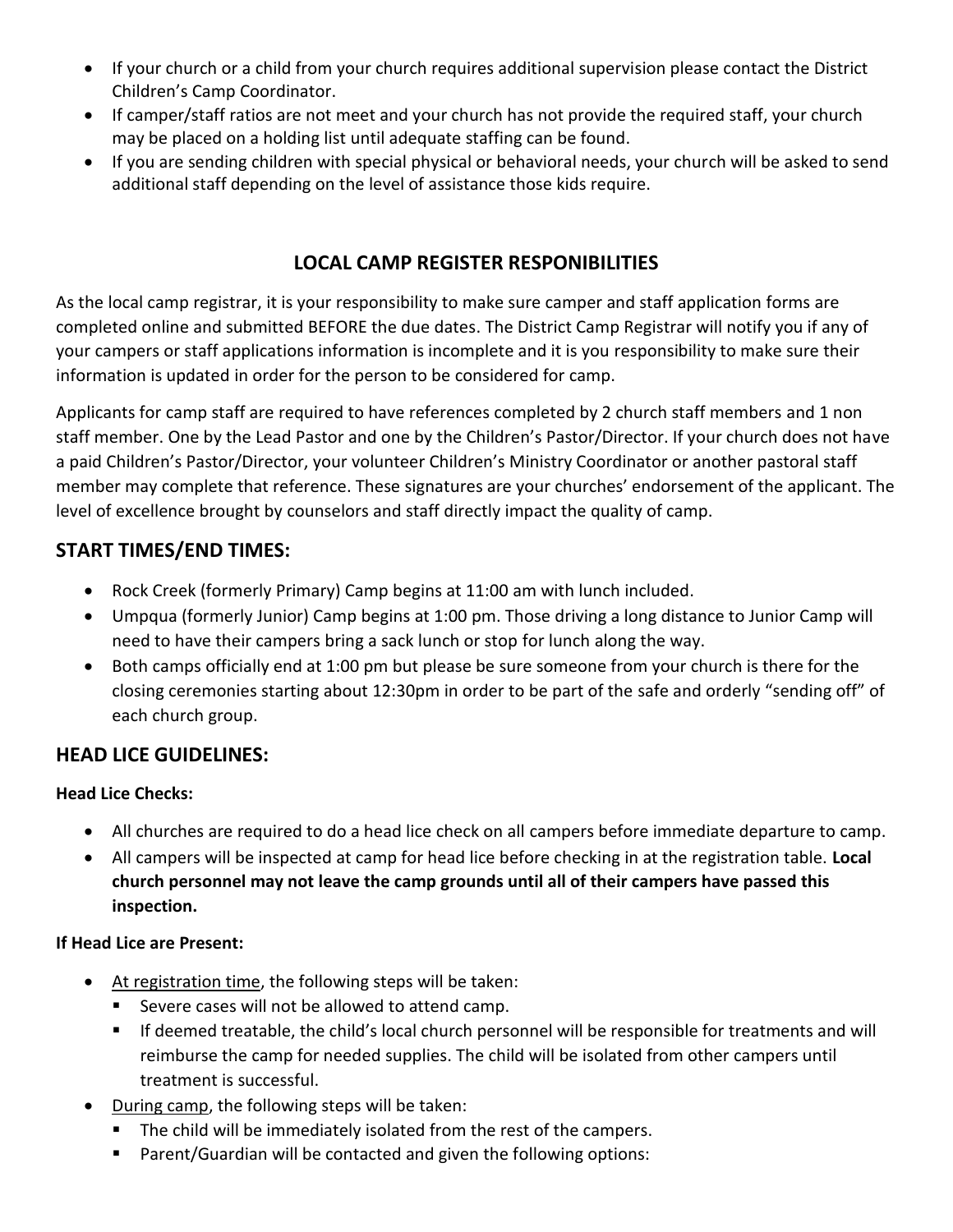- If your church or a child from your church requires additional supervision please contact the District Children's Camp Coordinator.
- If camper/staff ratios are not meet and your church has not provide the required staff, your church may be placed on a holding list until adequate staffing can be found.
- If you are sending children with special physical or behavioral needs, your church will be asked to send additional staff depending on the level of assistance those kids require.

## LOCAL CAMP REGISTER RESPONIBILITIES

As the local camp registrar, it is your responsibility to make sure camper and staff application forms are completed online and submitted BEFORE the due dates. The District Camp Registrar will notify you if any of your campers or staff applications information is incomplete and it is you responsibility to make sure their information is updated in order for the person to be considered for camp.

Applicants for camp staff are required to have references completed by 2 church staff members and 1 non staff member. One by the Lead Pastor and one by the Children's Pastor/Director. If your church does not have a paid Children's Pastor/Director, your volunteer Children's Ministry Coordinator or another pastoral staff member may complete that reference. These signatures are your churches' endorsement of the applicant. The level of excellence brought by counselors and staff directly impact the quality of camp.

## START TIMES/END TIMES:

- Rock Creek (formerly Primary) Camp begins at 11:00 am with lunch included.
- Umpqua (formerly Junior) Camp begins at 1:00 pm. Those driving a long distance to Junior Camp will need to have their campers bring a sack lunch or stop for lunch along the way.
- Both camps officially end at 1:00 pm but please be sure someone from your church is there for the closing ceremonies starting about 12:30pm in order to be part of the safe and orderly "sending off" of each church group.

## HEAD LICE GUIDELINES:

**Head Lice Checks:**

- All churches are required to do a head lice check on all campers before immediate departure to camp.
- All campers will be inspected at camp for head lice before checking in at the registration table. **Local church personnel may not leave the camp grounds until all of their campers have passed this inspection.**

**If Head Lice are Present:**

- At registration time, the following steps will be taken:
  - Severe cases will not be allowed to attend camp.
  - If deemed treatable, the child's local church personnel will be responsible for treatments and will reimburse the camp for needed supplies. The child will be isolated from other campers until treatment is successful.
- During camp, the following steps will be taken:
  - The child will be immediately isolated from the rest of the campers.
  - Parent/Guardian will be contacted and given the following options: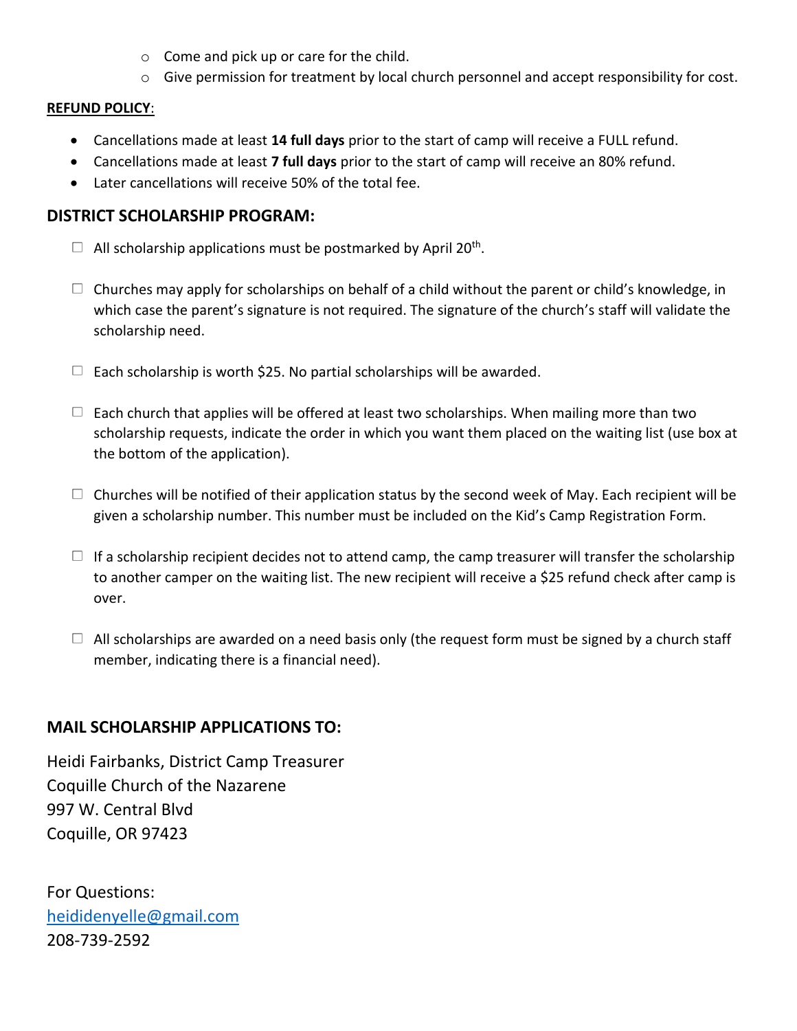- Come and pick up or care for the child.
  - Give permission for treatment by local church personnel and accept responsibility for cost.

**REFUND POLICY**:

- Cancellations made at least **14 full days** prior to the start of camp will receive a FULL refund.
- Cancellations made at least **7 full days** prior to the start of camp will receive an 80% refund.
- Later cancellations will receive 50% of the total fee.

## DISTRICT SCHOLARSHIP PROGRAM:

- ☐ All scholarship applications must be postmarked by April 20th.

- ☐ Churches may apply for scholarships on behalf of a child without the parent or child's knowledge, in which case the parent's signature is not required. The signature of the church's staff will validate the scholarship need.

- ☐ Each scholarship is worth $25. No partial scholarships will be awarded.

- ☐ Each church that applies will be offered at least two scholarships. When mailing more than two scholarship requests, indicate the order in which you want them placed on the waiting list (use box at the bottom of the application).

- ☐ Churches will be notified of their application status by the second week of May. Each recipient will be given a scholarship number. This number must be included on the Kid's Camp Registration Form.

- ☐ If a scholarship recipient decides not to attend camp, the camp treasurer will transfer the scholarship to another camper on the waiting list. The new recipient will receive a $25 refund check after camp is over.

- ☐ All scholarships are awarded on a need basis only (the request form must be signed by a church staff member, indicating there is a financial need).

## MAIL SCHOLARSHIP APPLICATIONS TO:

Heidi Fairbanks, District Camp Treasurer
Coquille Church of the Nazarene
997 W. Central Blvd
Coquille, OR 97423

For Questions:
heididenyelle@gmail.com
208-739-2592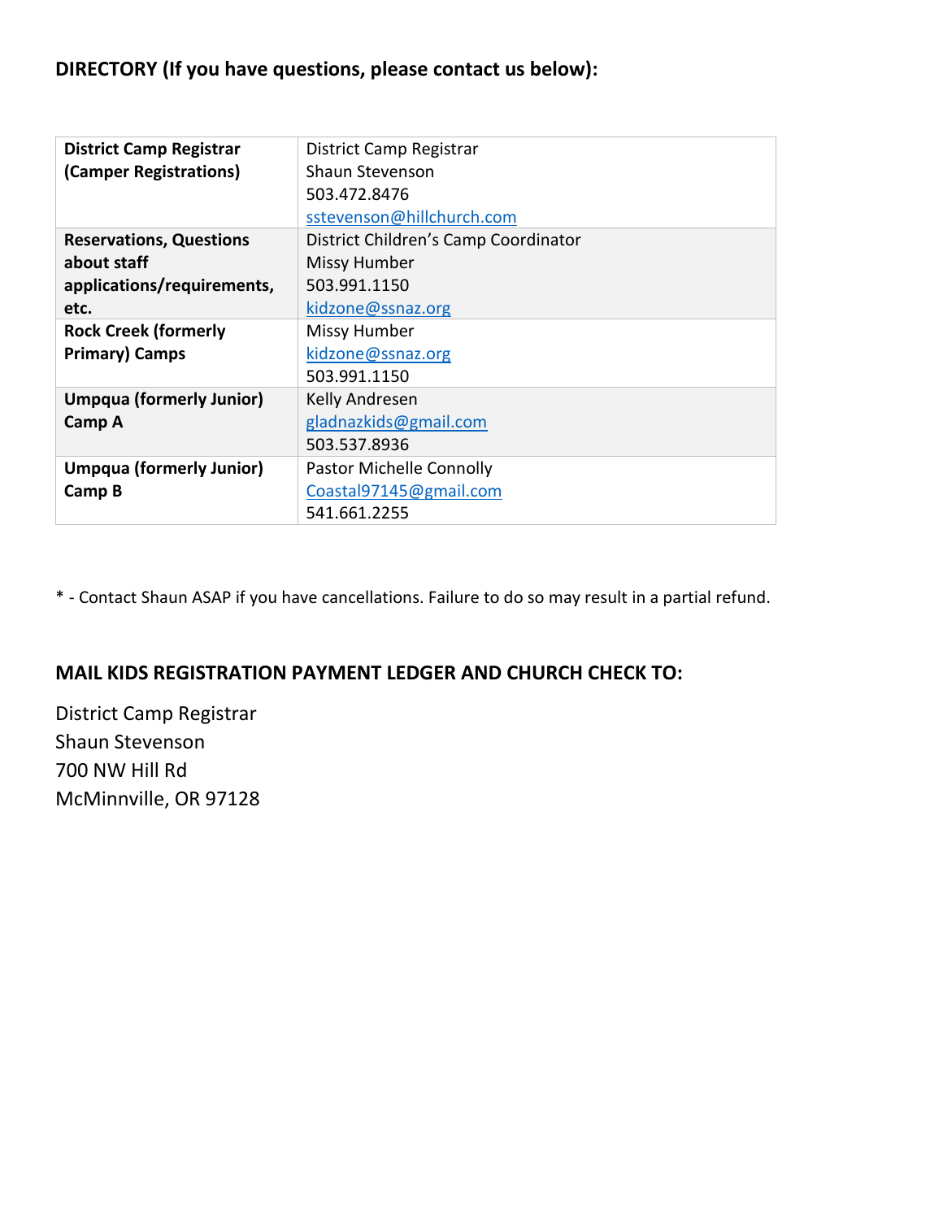**DIRECTORY (If you have questions, please contact us below):**

| | |
|---|---|
| **District Camp Registrar (Camper Registrations)** | District Camp Registrar<br>Shaun Stevenson<br>503.472.8476<br>sstevenson@hillchurch.com |
| **Reservations, Questions about staff applications/requirements, etc.** | District Children's Camp Coordinator<br>Missy Humber<br>503.991.1150<br>kidzone@ssnaz.org |
| **Rock Creek (formerly Primary) Camps** | Missy Humber<br>kidzone@ssnaz.org<br>503.991.1150 |
| **Umpqua (formerly Junior) Camp A** | Kelly Andresen<br>gladnazkids@gmail.com<br>503.537.8936 |
| **Umpqua (formerly Junior) Camp B** | Pastor Michelle Connolly<br>Coastal97145@gmail.com<br>541.661.2255 |

* - Contact Shaun ASAP if you have cancellations. Failure to do so may result in a partial refund.

## MAIL KIDS REGISTRATION PAYMENT LEDGER AND CHURCH CHECK TO:

District Camp Registrar  
Shaun Stevenson  
700 NW Hill Rd  
McMinnville, OR 97128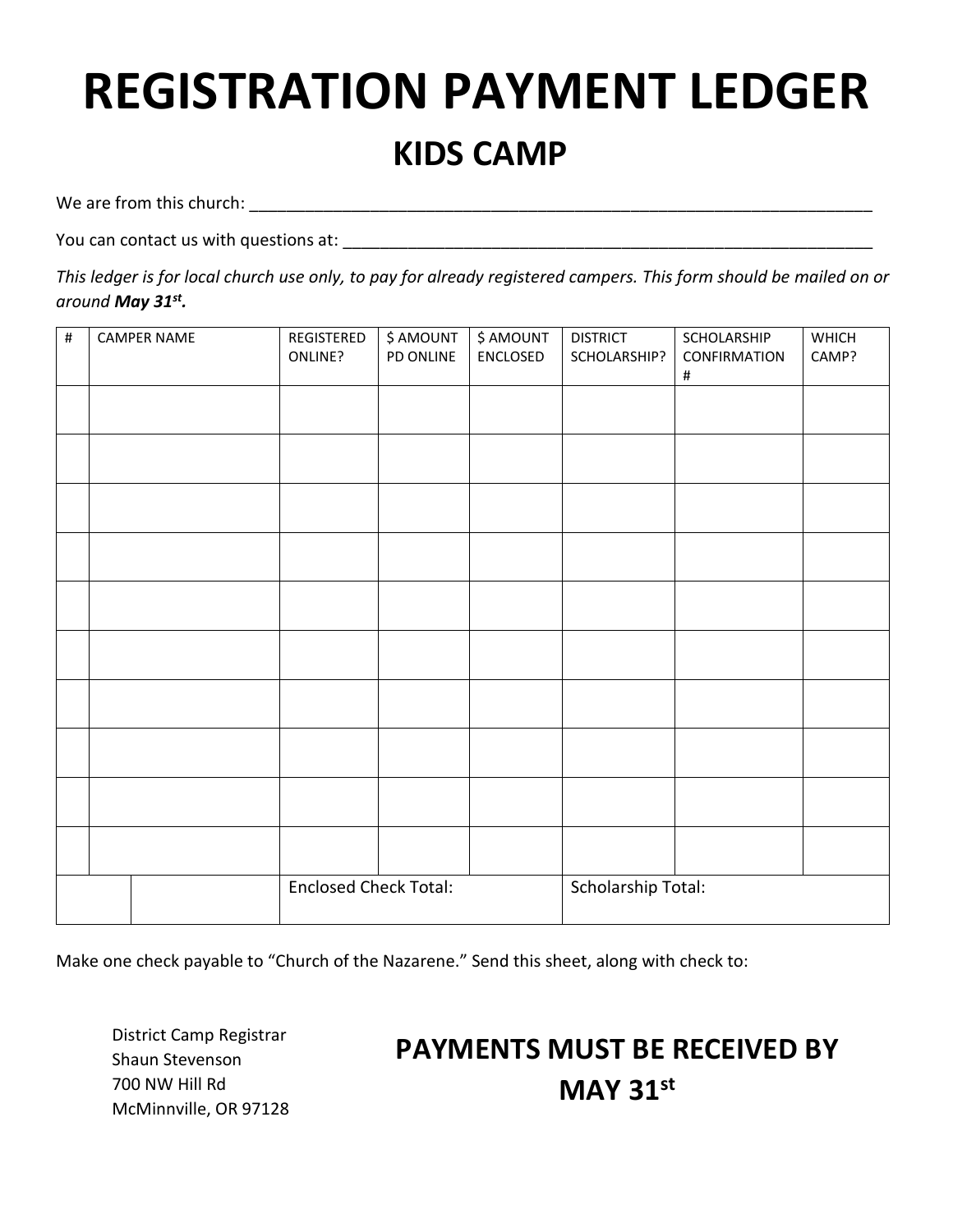# REGISTRATION PAYMENT LEDGER

## KIDS CAMP

We are from this church: ___________________________________________________________________

You can contact us with questions at: ___________________________________________________________

*This ledger is for local church use only, to pay for already registered campers. This form should be mailed on or around **May 31st**.*

| # | CAMPER NAME | REGISTERED ONLINE? | $ AMOUNT PD ONLINE | $ AMOUNT ENCLOSED | DISTRICT SCHOLARSHIP? | SCHOLARSHIP CONFIRMATION # | WHICH CAMP? |
|---|---|---|---|---|---|---|---|
| | | | | | | | |
| | | | | | | | |
| | | | | | | | |
| | | | | | | | |
| | | | | | | | |
| | | | | | | | |
| | | | | | | | |
| | | | | | | | |
| | | | | | | | |
| | | | | | | | |
| | | Enclosed Check Total: | | | Scholarship Total: | | |

Make one check payable to "Church of the Nazarene." Send this sheet, along with check to:

District Camp Registrar
Shaun Stevenson
700 NW Hill Rd
McMinnville, OR 97128

## PAYMENTS MUST BE RECEIVED BY MAY 31st